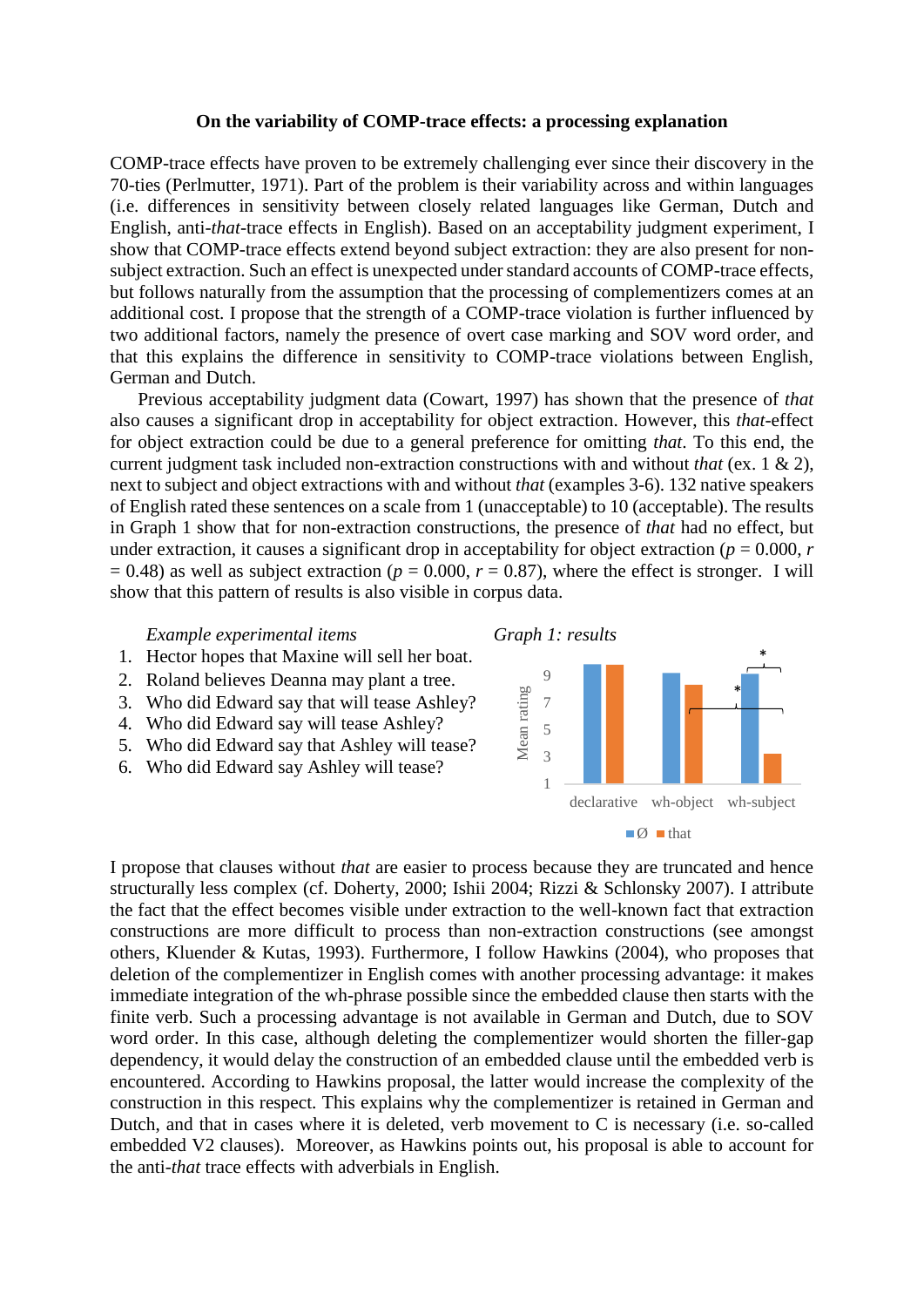**On the variability of COMP-trace effects: a processing explanation**

COMP-trace effects have proven to be extremely challenging ever since their discovery in the 70-ties (Perlmutter, 1971). Part of the problem is their variability across and within languages (i.e. differences in sensitivity between closely related languages like German, Dutch and English, anti-*that*-trace effects in English). Based on an acceptability judgment experiment, I show that COMP-trace effects extend beyond subject extraction: they are also present for non-subject extraction. Such an effect is unexpected under standard accounts of COMP-trace effects, but follows naturally from the assumption that the processing of complementizers comes at an additional cost. I propose that the strength of a COMP-trace violation is further influenced by two additional factors, namely the presence of overt case marking and SOV word order, and that this explains the difference in sensitivity to COMP-trace violations between English, German and Dutch.

Previous acceptability judgment data (Cowart, 1997) has shown that the presence of *that* also causes a significant drop in acceptability for object extraction. However, this *that*-effect for object extraction could be due to a general preference for omitting *that*. To this end, the current judgment task included non-extraction constructions with and without *that* (ex. 1 & 2), next to subject and object extractions with and without *that* (examples 3-6). 132 native speakers of English rated these sentences on a scale from 1 (unacceptable) to 10 (acceptable). The results in Graph 1 show that for non-extraction constructions, the presence of *that* had no effect, but under extraction, it causes a significant drop in acceptability for object extraction ($p = 0.000$, $r = 0.48$) as well as subject extraction ($p = 0.000$, $r = 0.87$), where the effect is stronger. I will show that this pattern of results is also visible in corpus data.

*Example experimental items*

1. Hector hopes that Maxine will sell her boat.
2. Roland believes Deanna may plant a tree.
3. Who did Edward say that will tease Ashley?
4. Who did Edward say will tease Ashley?
5. Who did Edward say that Ashley will tease?
6. Who did Edward say Ashley will tease?

*Graph 1: results*

Mean rating (1–9); categories: declarative, wh-object, wh-subject; legend: Ø, that; significance markers: *

I propose that clauses without *that* are easier to process because they are truncated and hence structurally less complex (cf. Doherty, 2000; Ishii 2004; Rizzi & Schlonsky 2007). I attribute the fact that the effect becomes visible under extraction to the well-known fact that extraction constructions are more difficult to process than non-extraction constructions (see amongst others, Kluender & Kutas, 1993). Furthermore, I follow Hawkins (2004), who proposes that deletion of the complementizer in English comes with another processing advantage: it makes immediate integration of the wh-phrase possible since the embedded clause then starts with the finite verb. Such a processing advantage is not available in German and Dutch, due to SOV word order. In this case, although deleting the complementizer would shorten the filler-gap dependency, it would delay the construction of an embedded clause until the embedded verb is encountered. According to Hawkins proposal, the latter would increase the complexity of the construction in this respect. This explains why the complementizer is retained in German and Dutch, and that in cases where it is deleted, verb movement to C is necessary (i.e. so-called embedded V2 clauses). Moreover, as Hawkins points out, his proposal is able to account for the anti-*that* trace effects with adverbials in English.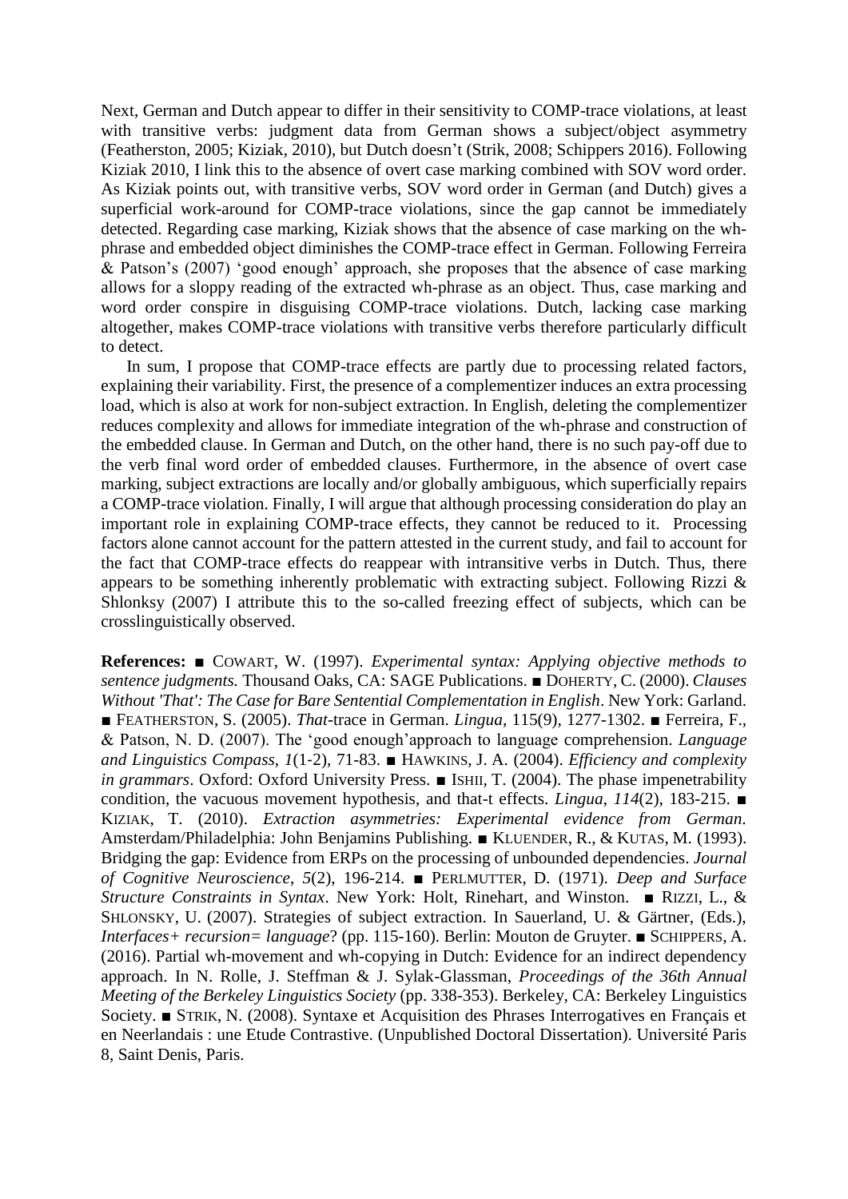Next, German and Dutch appear to differ in their sensitivity to COMP-trace violations, at least with transitive verbs: judgment data from German shows a subject/object asymmetry (Featherston, 2005; Kiziak, 2010), but Dutch doesn't (Strik, 2008; Schippers 2016). Following Kiziak 2010, I link this to the absence of overt case marking combined with SOV word order. As Kiziak points out, with transitive verbs, SOV word order in German (and Dutch) gives a superficial work-around for COMP-trace violations, since the gap cannot be immediately detected. Regarding case marking, Kiziak shows that the absence of case marking on the wh-phrase and embedded object diminishes the COMP-trace effect in German. Following Ferreira & Patson's (2007) 'good enough' approach, she proposes that the absence of case marking allows for a sloppy reading of the extracted wh-phrase as an object. Thus, case marking and word order conspire in disguising COMP-trace violations. Dutch, lacking case marking altogether, makes COMP-trace violations with transitive verbs therefore particularly difficult to detect.

In sum, I propose that COMP-trace effects are partly due to processing related factors, explaining their variability. First, the presence of a complementizer induces an extra processing load, which is also at work for non-subject extraction. In English, deleting the complementizer reduces complexity and allows for immediate integration of the wh-phrase and construction of the embedded clause. In German and Dutch, on the other hand, there is no such pay-off due to the verb final word order of embedded clauses. Furthermore, in the absence of overt case marking, subject extractions are locally and/or globally ambiguous, which superficially repairs a COMP-trace violation. Finally, I will argue that although processing consideration do play an important role in explaining COMP-trace effects, they cannot be reduced to it. Processing factors alone cannot account for the pattern attested in the current study, and fail to account for the fact that COMP-trace effects do reappear with intransitive verbs in Dutch. Thus, there appears to be something inherently problematic with extracting subject. Following Rizzi & Shlonksy (2007) I attribute this to the so-called freezing effect of subjects, which can be crosslinguistically observed.

**References:** ■ COWART, W. (1997). *Experimental syntax: Applying objective methods to sentence judgments.* Thousand Oaks, CA: SAGE Publications. ■ DOHERTY, C. (2000). *Clauses Without 'That': The Case for Bare Sentential Complementation in English*. New York: Garland. ■ FEATHERSTON, S. (2005). *That*-trace in German. *Lingua*, 115(9), 1277-1302. ■ Ferreira, F., & Patson, N. D. (2007). The 'good enough'approach to language comprehension. *Language and Linguistics Compass*, *1*(1-2), 71-83. ■ HAWKINS, J. A. (2004). *Efficiency and complexity in grammars*. Oxford: Oxford University Press. ■ ISHII, T. (2004). The phase impenetrability condition, the vacuous movement hypothesis, and that-t effects. *Lingua*, *114*(2), 183-215. ■ KIZIAK, T. (2010). *Extraction asymmetries: Experimental evidence from German*. Amsterdam/Philadelphia: John Benjamins Publishing. ■ KLUENDER, R., & KUTAS, M. (1993). Bridging the gap: Evidence from ERPs on the processing of unbounded dependencies. *Journal of Cognitive Neuroscience*, *5*(2), 196-214. ■ PERLMUTTER, D. (1971). *Deep and Surface Structure Constraints in Syntax*. New York: Holt, Rinehart, and Winston. ■ RIZZI, L., & SHLONSKY, U. (2007). Strategies of subject extraction. In Sauerland, U. & Gärtner, (Eds.), *Interfaces+ recursion= language*? (pp. 115-160). Berlin: Mouton de Gruyter. ■ SCHIPPERS, A. (2016). Partial wh-movement and wh-copying in Dutch: Evidence for an indirect dependency approach. In N. Rolle, J. Steffman & J. Sylak-Glassman, *Proceedings of the 36th Annual Meeting of the Berkeley Linguistics Society* (pp. 338-353). Berkeley, CA: Berkeley Linguistics Society. ■ STRIK, N. (2008). Syntaxe et Acquisition des Phrases Interrogatives en Français et en Neerlandais : une Etude Contrastive. (Unpublished Doctoral Dissertation). Université Paris 8, Saint Denis, Paris.